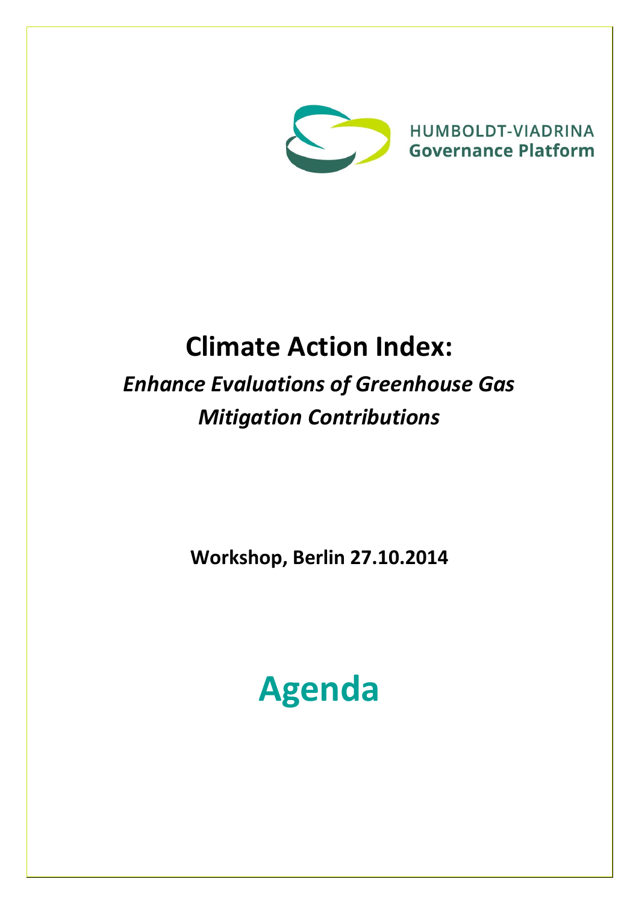HUMBOLDT-VIADRINA
**Governance Platform**

# Climate Action Index:

## *Enhance Evaluations of Greenhouse Gas Mitigation Contributions*

**Workshop, Berlin 27.10.2014**

# Agenda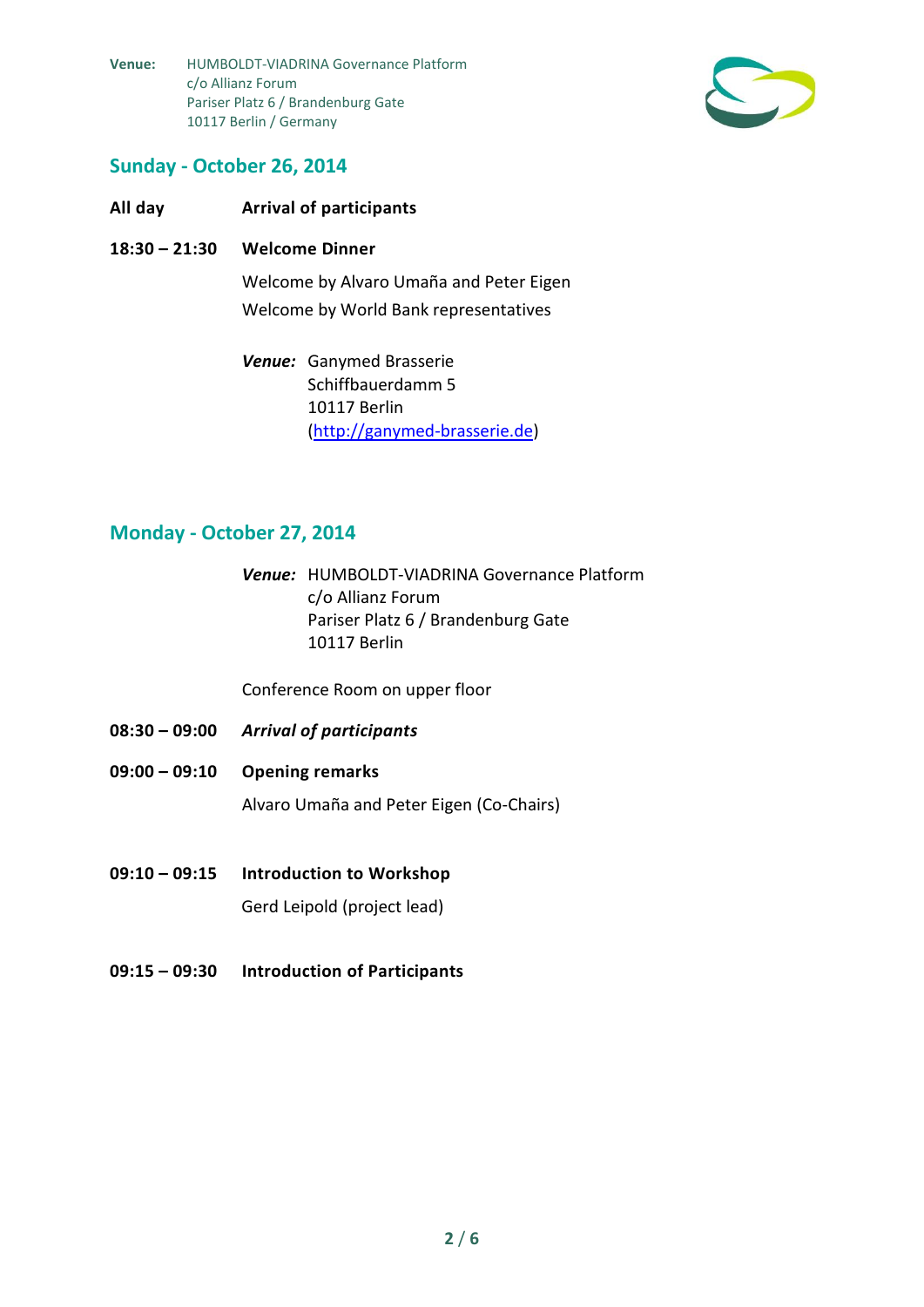**Venue:** HUMBOLDT-VIADRINA Governance Platform
c/o Allianz Forum
Pariser Platz 6 / Brandenburg Gate
10117 Berlin / Germany

## Sunday - October 26, 2014

**All day** **Arrival of participants**

**18:30 – 21:30** **Welcome Dinner**

Welcome by Alvaro Umaña and Peter Eigen

Welcome by World Bank representatives

***Venue:*** Ganymed Brasserie
Schiffbauerdamm 5
10117 Berlin
(http://ganymed-brasserie.de)

## Monday - October 27, 2014

***Venue:*** HUMBOLDT-VIADRINA Governance Platform
c/o Allianz Forum
Pariser Platz 6 / Brandenburg Gate
10117 Berlin

Conference Room on upper floor

**08:30 – 09:00** ***Arrival of participants***

**09:00 – 09:10** **Opening remarks**

Alvaro Umaña and Peter Eigen (Co-Chairs)

**09:10 – 09:15** **Introduction to Workshop**

Gerd Leipold (project lead)

**09:15 – 09:30** **Introduction of Participants**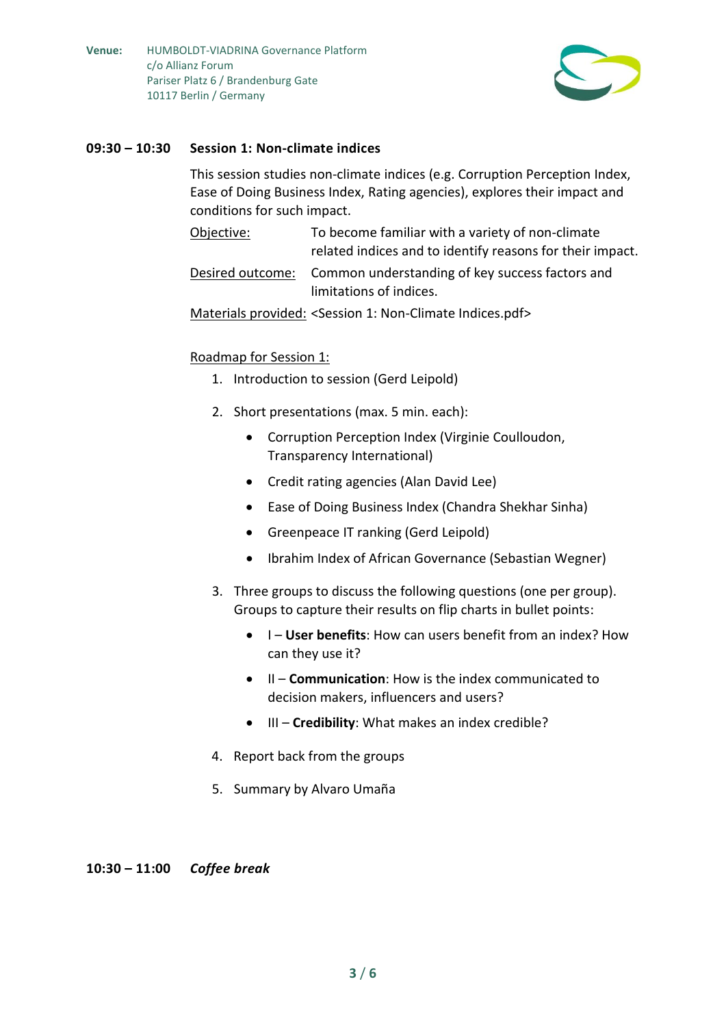**Venue:** HUMBOLDT-VIADRINA Governance Platform
c/o Allianz Forum
Pariser Platz 6 / Brandenburg Gate
10117 Berlin / Germany

## 09:30 – 10:30 Session 1: Non-climate indices

This session studies non-climate indices (e.g. Corruption Perception Index, Ease of Doing Business Index, Rating agencies), explores their impact and conditions for such impact.

Objective: To become familiar with a variety of non-climate related indices and to identify reasons for their impact.

Desired outcome: Common understanding of key success factors and limitations of indices.

Materials provided: <Session 1: Non-Climate Indices.pdf>

Roadmap for Session 1:

1. Introduction to session (Gerd Leipold)
2. Short presentations (max. 5 min. each):
   - Corruption Perception Index (Virginie Coulloudon, Transparency International)
   - Credit rating agencies (Alan David Lee)
   - Ease of Doing Business Index (Chandra Shekhar Sinha)
   - Greenpeace IT ranking (Gerd Leipold)
   - Ibrahim Index of African Governance (Sebastian Wegner)
3. Three groups to discuss the following questions (one per group). Groups to capture their results on flip charts in bullet points:
   - I – **User benefits**: How can users benefit from an index? How can they use it?
   - II – **Communication**: How is the index communicated to decision makers, influencers and users?
   - III – **Credibility**: What makes an index credible?
4. Report back from the groups
5. Summary by Alvaro Umaña

## 10:30 – 11:00 *Coffee break*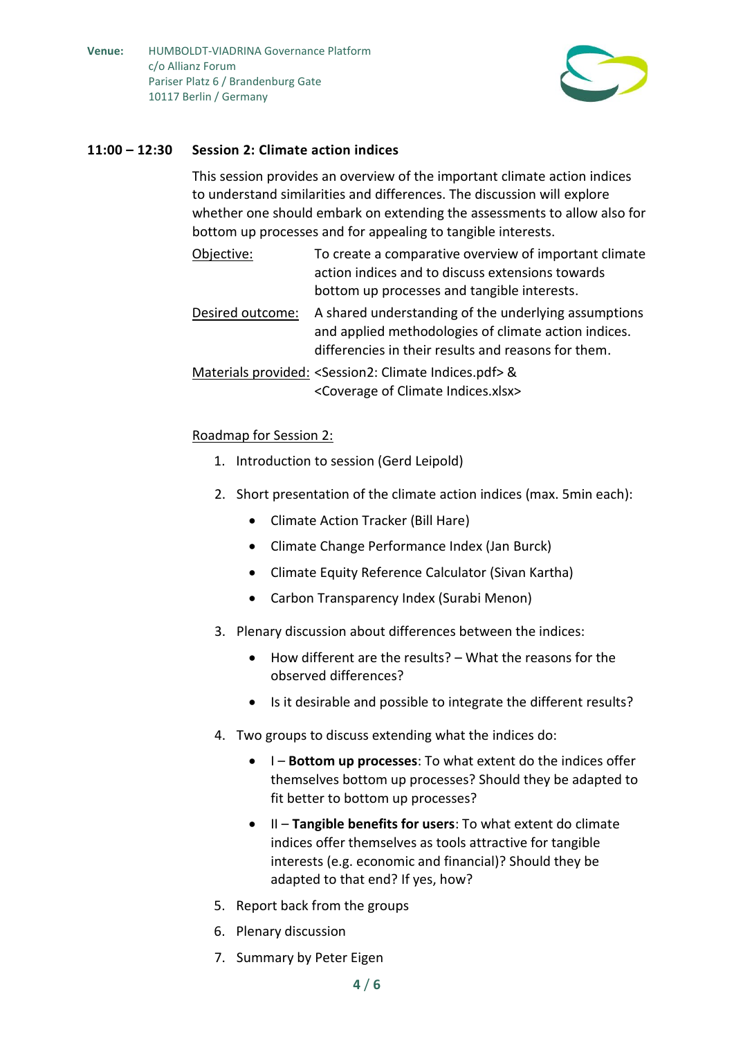**Venue:** HUMBOLDT-VIADRINA Governance Platform
c/o Allianz Forum
Pariser Platz 6 / Brandenburg Gate
10117 Berlin / Germany

## 11:00 – 12:30 Session 2: Climate action indices

This session provides an overview of the important climate action indices to understand similarities and differences. The discussion will explore whether one should embark on extending the assessments to allow also for bottom up processes and for appealing to tangible interests.

Objective: To create a comparative overview of important climate action indices and to discuss extensions towards bottom up processes and tangible interests.

Desired outcome: A shared understanding of the underlying assumptions and applied methodologies of climate action indices. differencies in their results and reasons for them.

Materials provided: <Session2: Climate Indices.pdf> & <Coverage of Climate Indices.xlsx>

Roadmap for Session 2:

1. Introduction to session (Gerd Leipold)
2. Short presentation of the climate action indices (max. 5min each):
   - Climate Action Tracker (Bill Hare)
   - Climate Change Performance Index (Jan Burck)
   - Climate Equity Reference Calculator (Sivan Kartha)
   - Carbon Transparency Index (Surabi Menon)
3. Plenary discussion about differences between the indices:
   - How different are the results? – What the reasons for the observed differences?
   - Is it desirable and possible to integrate the different results?
4. Two groups to discuss extending what the indices do:
   - I – **Bottom up processes**: To what extent do the indices offer themselves bottom up processes? Should they be adapted to fit better to bottom up processes?
   - II – **Tangible benefits for users**: To what extent do climate indices offer themselves as tools attractive for tangible interests (e.g. economic and financial)? Should they be adapted to that end? If yes, how?
5. Report back from the groups
6. Plenary discussion
7. Summary by Peter Eigen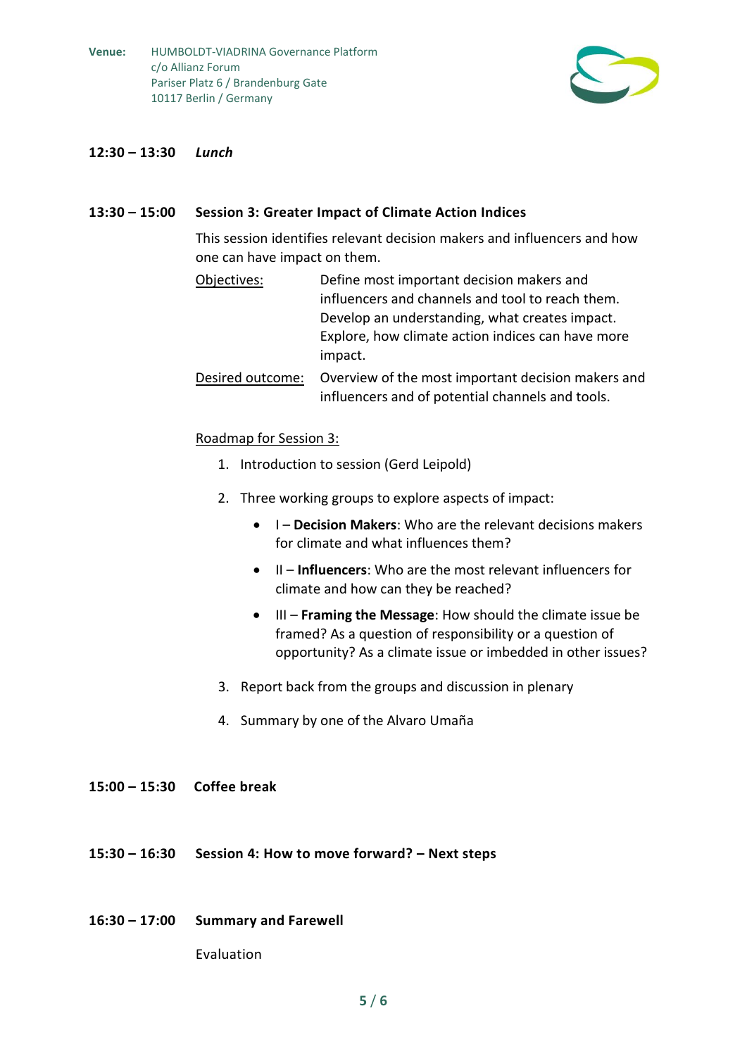**Venue:** HUMBOLDT-VIADRINA Governance Platform
c/o Allianz Forum
Pariser Platz 6 / Brandenburg Gate
10117 Berlin / Germany

**12:30 – 13:30** ***Lunch***

**13:30 – 15:00** **Session 3: Greater Impact of Climate Action Indices**

This session identifies relevant decision makers and influencers and how one can have impact on them.

Objectives: Define most important decision makers and influencers and channels and tool to reach them. Develop an understanding, what creates impact. Explore, how climate action indices can have more impact.

Desired outcome: Overview of the most important decision makers and influencers and of potential channels and tools.

Roadmap for Session 3:

1. Introduction to session (Gerd Leipold)
2. Three working groups to explore aspects of impact:
   - I – **Decision Makers**: Who are the relevant decisions makers for climate and what influences them?
   - II – **Influencers**: Who are the most relevant influencers for climate and how can they be reached?
   - III – **Framing the Message**: How should the climate issue be framed? As a question of responsibility or a question of opportunity? As a climate issue or imbedded in other issues?
3. Report back from the groups and discussion in plenary
4. Summary by one of the Alvaro Umaña

**15:00 – 15:30** **Coffee break**

**15:30 – 16:30** **Session 4: How to move forward? – Next steps**

**16:30 – 17:00** **Summary and Farewell**

Evaluation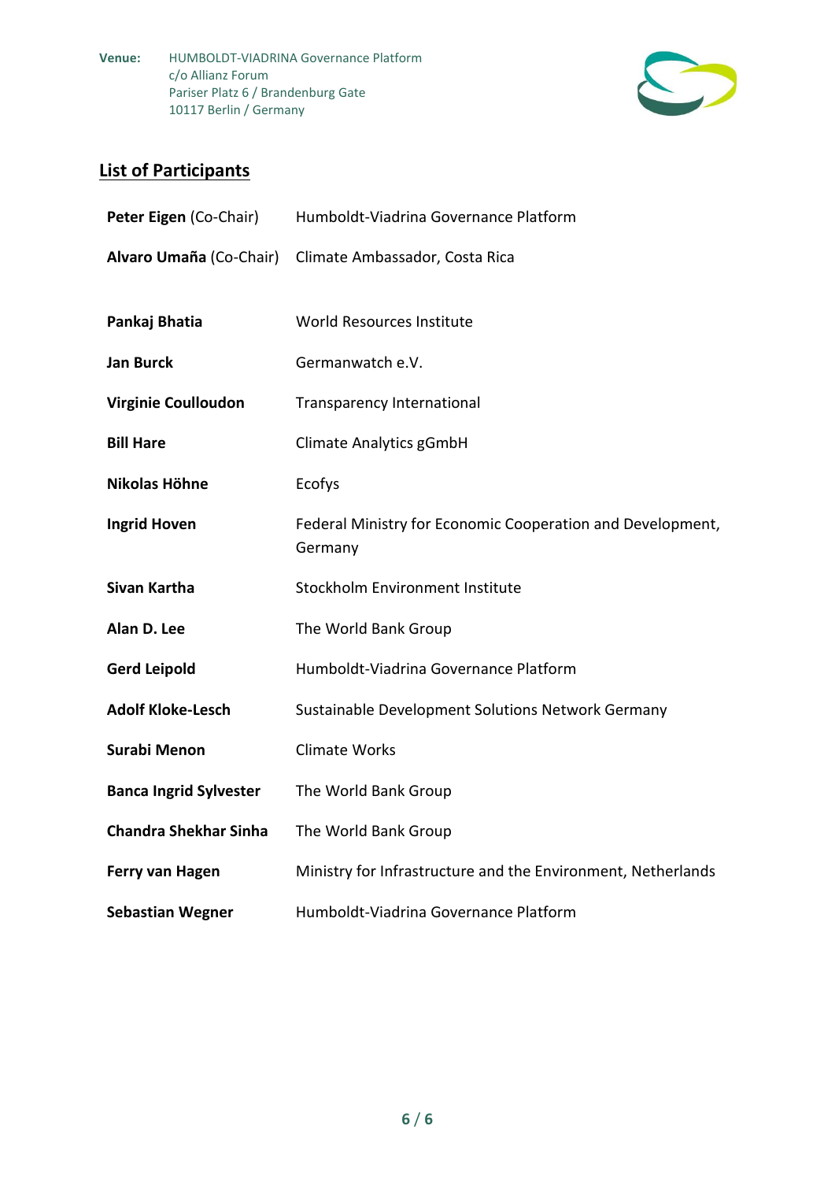**Venue:** HUMBOLDT-VIADRINA Governance Platform
c/o Allianz Forum
Pariser Platz 6 / Brandenburg Gate
10117 Berlin / Germany

## List of Participants

| | |
|---|---|
| **Peter Eigen** (Co-Chair) | Humboldt-Viadrina Governance Platform |
| **Alvaro Umaña** (Co-Chair) | Climate Ambassador, Costa Rica |
| | |
| **Pankaj Bhatia** | World Resources Institute |
| **Jan Burck** | Germanwatch e.V. |
| **Virginie Coulloudon** | Transparency International |
| **Bill Hare** | Climate Analytics gGmbH |
| **Nikolas Höhne** | Ecofys |
| **Ingrid Hoven** | Federal Ministry for Economic Cooperation and Development, Germany |
| **Sivan Kartha** | Stockholm Environment Institute |
| **Alan D. Lee** | The World Bank Group |
| **Gerd Leipold** | Humboldt-Viadrina Governance Platform |
| **Adolf Kloke-Lesch** | Sustainable Development Solutions Network Germany |
| **Surabi Menon** | Climate Works |
| **Banca Ingrid Sylvester** | The World Bank Group |
| **Chandra Shekhar Sinha** | The World Bank Group |
| **Ferry van Hagen** | Ministry for Infrastructure and the Environment, Netherlands |
| **Sebastian Wegner** | Humboldt-Viadrina Governance Platform |